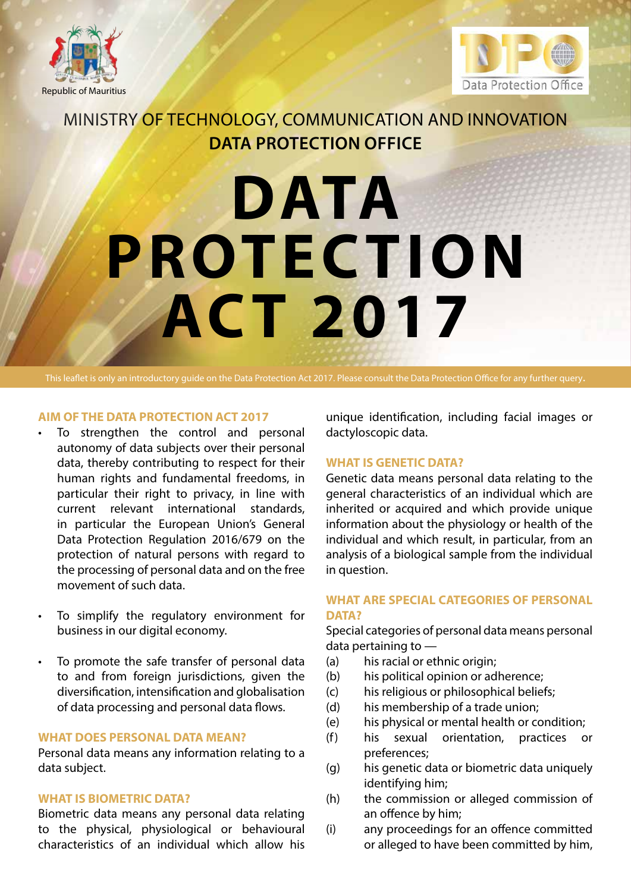Republic of Mauritius

Data Protection Office

MINISTRY OF TECHNOLOGY, COMMUNICATION AND INNOVATION

**DATA PROTECTION OFFICE**

# DATA PROTECTION ACT 2017

This leaflet is only an introductory guide on the Data Protection Act 2017. Please consult the Data Protection Office for any further query.

## AIM OF THE DATA PROTECTION ACT 2017

- To strengthen the control and personal autonomy of data subjects over their personal data, thereby contributing to respect for their human rights and fundamental freedoms, in particular their right to privacy, in line with current relevant international standards, in particular the European Union's General Data Protection Regulation 2016/679 on the protection of natural persons with regard to the processing of personal data and on the free movement of such data.

- To simplify the regulatory environment for business in our digital economy.

- To promote the safe transfer of personal data to and from foreign jurisdictions, given the diversification, intensification and globalisation of data processing and personal data flows.

## WHAT DOES PERSONAL DATA MEAN?

Personal data means any information relating to a data subject.

## WHAT IS BIOMETRIC DATA?

Biometric data means any personal data relating to the physical, physiological or behavioural characteristics of an individual which allow his unique identification, including facial images or dactyloscopic data.

## WHAT IS GENETIC DATA?

Genetic data means personal data relating to the general characteristics of an individual which are inherited or acquired and which provide unique information about the physiology or health of the individual and which result, in particular, from an analysis of a biological sample from the individual in question.

## WHAT ARE SPECIAL CATEGORIES OF PERSONAL DATA?

Special categories of personal data means personal data pertaining to —

(a) his racial or ethnic origin;
(b) his political opinion or adherence;
(c) his religious or philosophical beliefs;
(d) his membership of a trade union;
(e) his physical or mental health or condition;
(f) his sexual orientation, practices or preferences;
(g) his genetic data or biometric data uniquely identifying him;
(h) the commission or alleged commission of an offence by him;
(i) any proceedings for an offence committed or alleged to have been committed by him,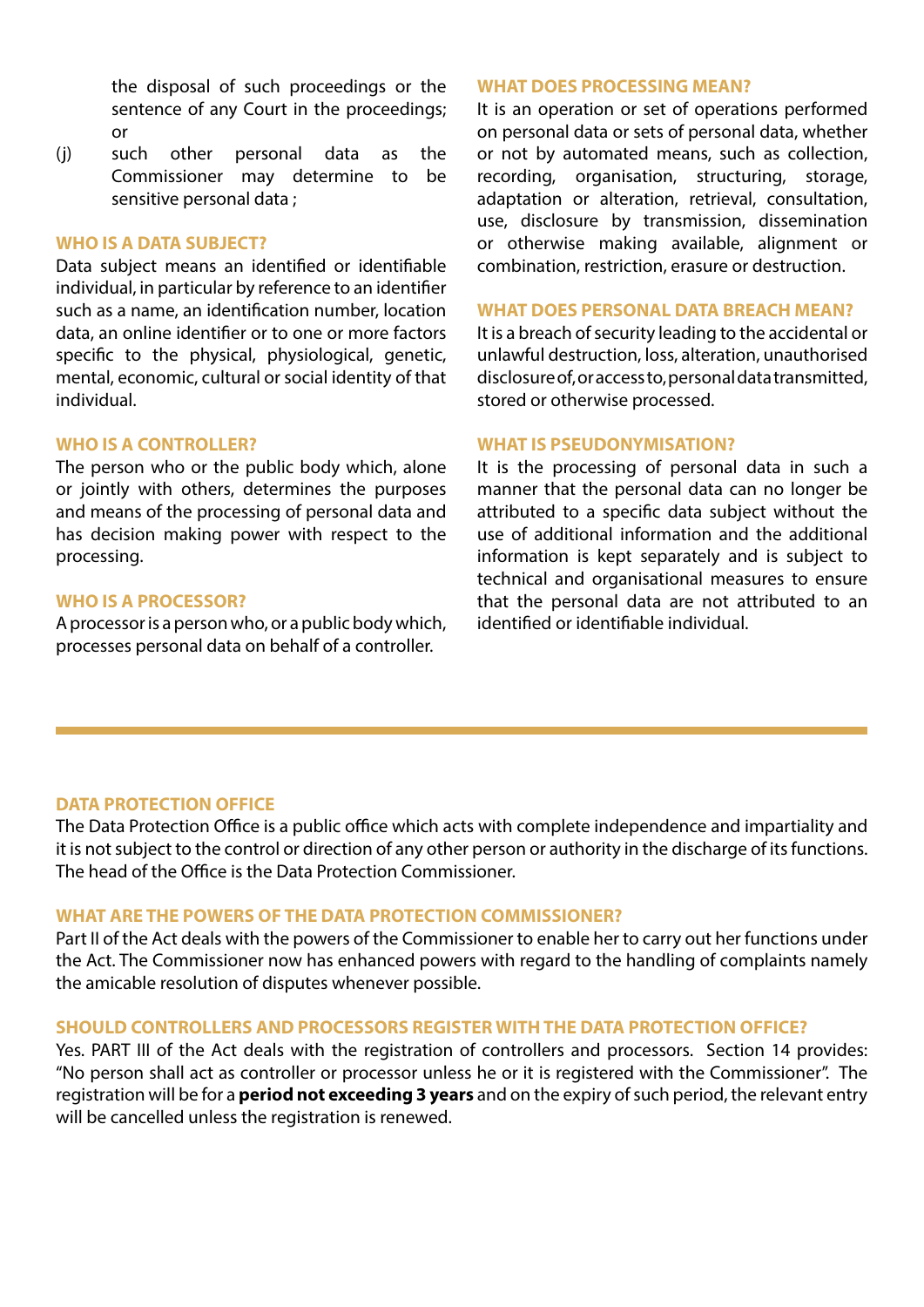the disposal of such proceedings or the sentence of any Court in the proceedings; or

(j) such other personal data as the Commissioner may determine to be sensitive personal data ;

### WHO IS A DATA SUBJECT?

Data subject means an identified or identifiable individual, in particular by reference to an identifier such as a name, an identification number, location data, an online identifier or to one or more factors specific to the physical, physiological, genetic, mental, economic, cultural or social identity of that individual.

### WHO IS A CONTROLLER?

The person who or the public body which, alone or jointly with others, determines the purposes and means of the processing of personal data and has decision making power with respect to the processing.

### WHO IS A PROCESSOR?

A processor is a person who, or a public body which, processes personal data on behalf of a controller.

### WHAT DOES PROCESSING MEAN?

It is an operation or set of operations performed on personal data or sets of personal data, whether or not by automated means, such as collection, recording, organisation, structuring, storage, adaptation or alteration, retrieval, consultation, use, disclosure by transmission, dissemination or otherwise making available, alignment or combination, restriction, erasure or destruction.

### WHAT DOES PERSONAL DATA BREACH MEAN?

It is a breach of security leading to the accidental or unlawful destruction, loss, alteration, unauthorised disclosure of, or access to, personal data transmitted, stored or otherwise processed.

### WHAT IS PSEUDONYMISATION?

It is the processing of personal data in such a manner that the personal data can no longer be attributed to a specific data subject without the use of additional information and the additional information is kept separately and is subject to technical and organisational measures to ensure that the personal data are not attributed to an identified or identifiable individual.

---

### DATA PROTECTION OFFICE

The Data Protection Office is a public office which acts with complete independence and impartiality and it is not subject to the control or direction of any other person or authority in the discharge of its functions. The head of the Office is the Data Protection Commissioner.

### WHAT ARE THE POWERS OF THE DATA PROTECTION COMMISSIONER?

Part II of the Act deals with the powers of the Commissioner to enable her to carry out her functions under the Act. The Commissioner now has enhanced powers with regard to the handling of complaints namely the amicable resolution of disputes whenever possible.

### SHOULD CONTROLLERS AND PROCESSORS REGISTER WITH THE DATA PROTECTION OFFICE?

Yes. PART III of the Act deals with the registration of controllers and processors. Section 14 provides: "No person shall act as controller or processor unless he or it is registered with the Commissioner". The registration will be for a **period not exceeding 3 years** and on the expiry of such period, the relevant entry will be cancelled unless the registration is renewed.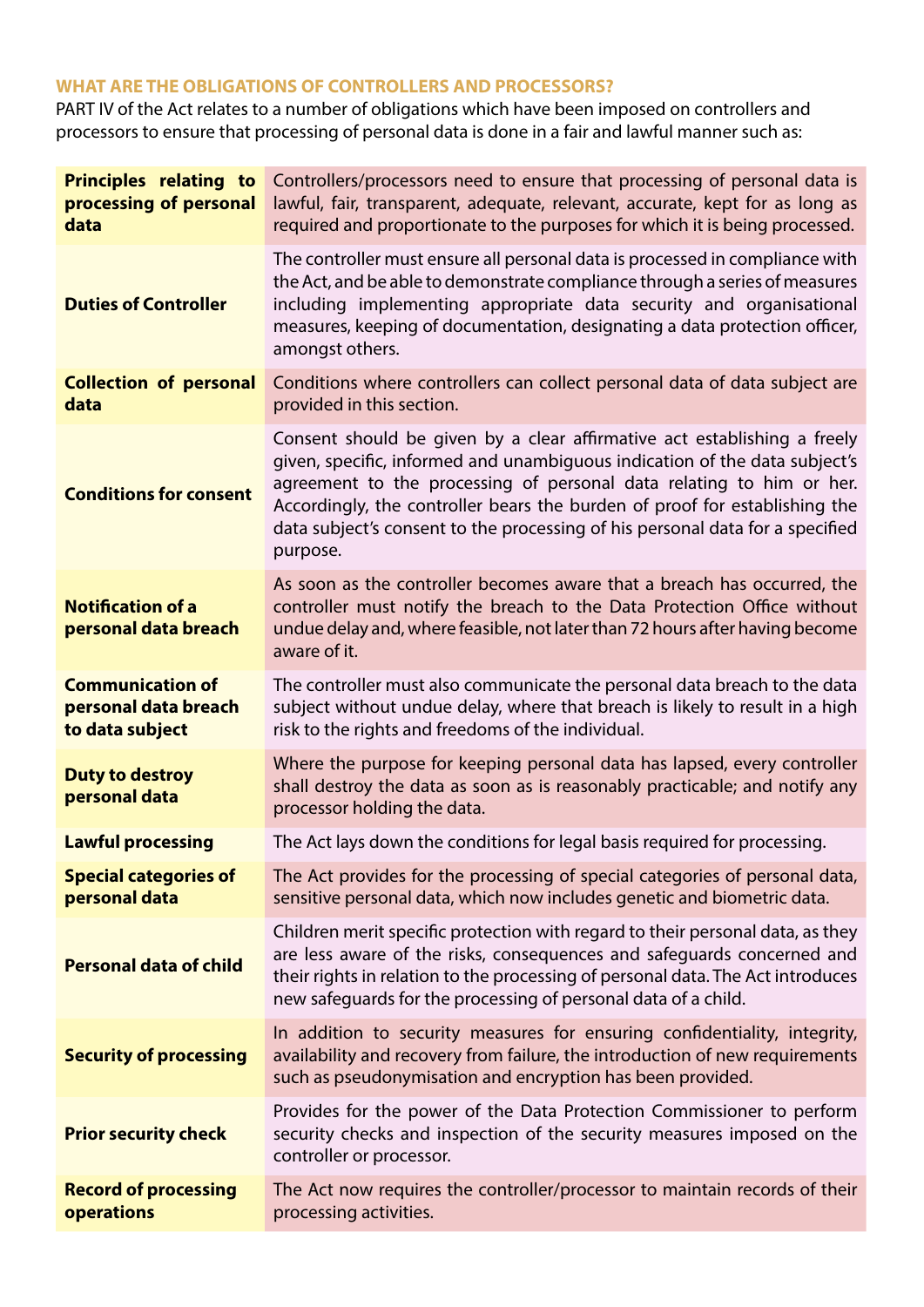## WHAT ARE THE OBLIGATIONS OF CONTROLLERS AND PROCESSORS?

PART IV of the Act relates to a number of obligations which have been imposed on controllers and processors to ensure that processing of personal data is done in a fair and lawful manner such as:

| | |
|---|---|
| **Principles relating to processing of personal data** | Controllers/processors need to ensure that processing of personal data is lawful, fair, transparent, adequate, relevant, accurate, kept for as long as required and proportionate to the purposes for which it is being processed. |
| **Duties of Controller** | The controller must ensure all personal data is processed in compliance with the Act, and be able to demonstrate compliance through a series of measures including implementing appropriate data security and organisational measures, keeping of documentation, designating a data protection officer, amongst others. |
| **Collection of personal data** | Conditions where controllers can collect personal data of data subject are provided in this section. |
| **Conditions for consent** | Consent should be given by a clear affirmative act establishing a freely given, specific, informed and unambiguous indication of the data subject's agreement to the processing of personal data relating to him or her. Accordingly, the controller bears the burden of proof for establishing the data subject's consent to the processing of his personal data for a specified purpose. |
| **Notification of a personal data breach** | As soon as the controller becomes aware that a breach has occurred, the controller must notify the breach to the Data Protection Office without undue delay and, where feasible, not later than 72 hours after having become aware of it. |
| **Communication of personal data breach to data subject** | The controller must also communicate the personal data breach to the data subject without undue delay, where that breach is likely to result in a high risk to the rights and freedoms of the individual. |
| **Duty to destroy personal data** | Where the purpose for keeping personal data has lapsed, every controller shall destroy the data as soon as is reasonably practicable; and notify any processor holding the data. |
| **Lawful processing** | The Act lays down the conditions for legal basis required for processing. |
| **Special categories of personal data** | The Act provides for the processing of special categories of personal data, sensitive personal data, which now includes genetic and biometric data. |
| **Personal data of child** | Children merit specific protection with regard to their personal data, as they are less aware of the risks, consequences and safeguards concerned and their rights in relation to the processing of personal data. The Act introduces new safeguards for the processing of personal data of a child. |
| **Security of processing** | In addition to security measures for ensuring confidentiality, integrity, availability and recovery from failure, the introduction of new requirements such as pseudonymisation and encryption has been provided. |
| **Prior security check** | Provides for the power of the Data Protection Commissioner to perform security checks and inspection of the security measures imposed on the controller or processor. |
| **Record of processing operations** | The Act now requires the controller/processor to maintain records of their processing activities. |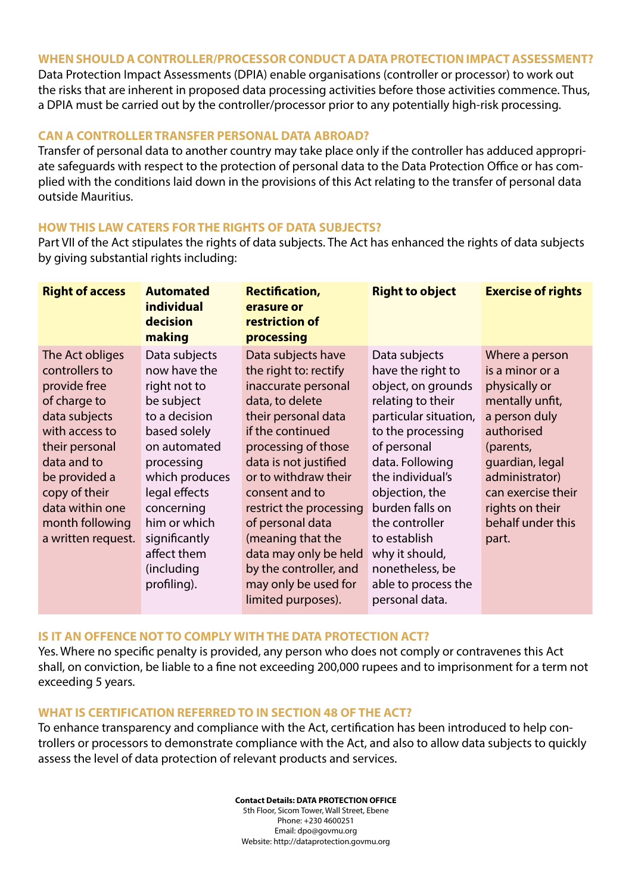## WHEN SHOULD A CONTROLLER/PROCESSOR CONDUCT A DATA PROTECTION IMPACT ASSESSMENT?

Data Protection Impact Assessments (DPIA) enable organisations (controller or processor) to work out the risks that are inherent in proposed data processing activities before those activities commence. Thus, a DPIA must be carried out by the controller/processor prior to any potentially high-risk processing.

## CAN A CONTROLLER TRANSFER PERSONAL DATA ABROAD?

Transfer of personal data to another country may take place only if the controller has adduced appropriate safeguards with respect to the protection of personal data to the Data Protection Office or has complied with the conditions laid down in the provisions of this Act relating to the transfer of personal data outside Mauritius.

## HOW THIS LAW CATERS FOR THE RIGHTS OF DATA SUBJECTS?

Part VII of the Act stipulates the rights of data subjects. The Act has enhanced the rights of data subjects by giving substantial rights including:

| **Right of access** | **Automated individual decision making** | **Rectification, erasure or restriction of processing** | **Right to object** | **Exercise of rights** |
|---|---|---|---|---|
| The Act obliges controllers to provide free of charge to data subjects with access to their personal data and to be provided a copy of their data within one month following a written request. | Data subjects now have the right not to be subject to a decision based solely on automated processing which produces legal effects concerning him or which significantly affect them (including profiling). | Data subjects have the right to: rectify inaccurate personal data, to delete their personal data if the continued processing of those data is not justified or to withdraw their consent and to restrict the processing of personal data (meaning that the data may only be held by the controller, and may only be used for limited purposes). | Data subjects have the right to object, on grounds relating to their particular situation, to the processing of personal data. Following the individual's objection, the burden falls on the controller to establish why it should, nonetheless, be able to process the personal data. | Where a person is a minor or a physically or mentally unfit, a person duly authorised (parents, guardian, legal administrator) can exercise their rights on their behalf under this part. |

## IS IT AN OFFENCE NOT TO COMPLY WITH THE DATA PROTECTION ACT?

Yes. Where no specific penalty is provided, any person who does not comply or contravenes this Act shall, on conviction, be liable to a fine not exceeding 200,000 rupees and to imprisonment for a term not exceeding 5 years.

## WHAT IS CERTIFICATION REFERRED TO IN SECTION 48 OF THE ACT?

To enhance transparency and compliance with the Act, certification has been introduced to help controllers or processors to demonstrate compliance with the Act, and also to allow data subjects to quickly assess the level of data protection of relevant products and services.

**Contact Details: DATA PROTECTION OFFICE**
5th Floor, Sicom Tower, Wall Street, Ebene
Phone: +230 4600251
Email: dpo@govmu.org
Website: http://dataprotection.govmu.org